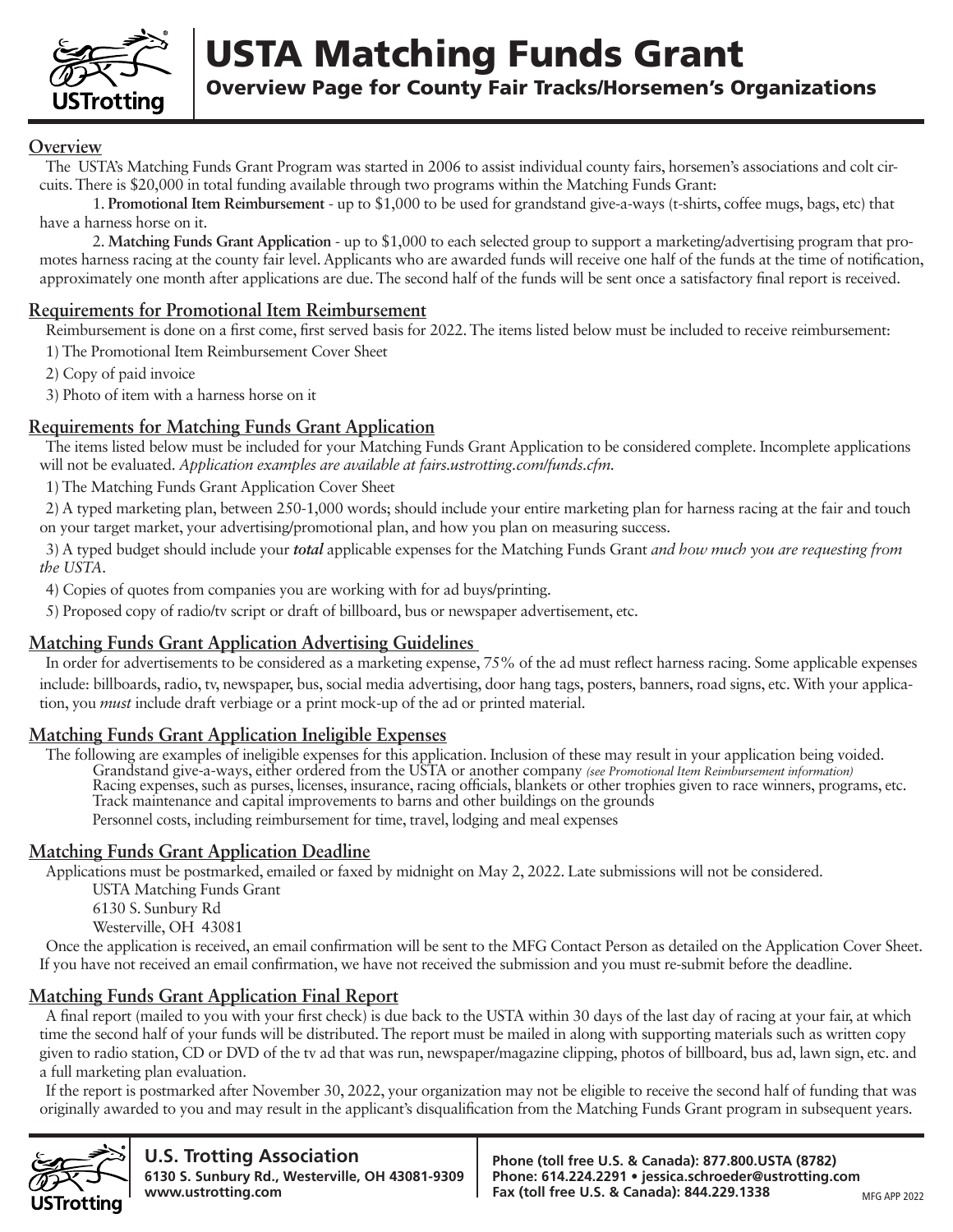# USTA Matching Funds Grant

## Overview Page for County Fair Tracks/Horsemen's Organizations

### Overview

The USTA's Matching Funds Grant Program was started in 2006 to assist individual county fairs, horsemen's associations and colt circuits. There is $20,000 in total funding available through two programs within the Matching Funds Grant:

1. **Promotional Item Reimbursement** - up to $1,000 to be used for grandstand give-a-ways (t-shirts, coffee mugs, bags, etc) that have a harness horse on it.

2. **Matching Funds Grant Application** - up to $1,000 to each selected group to support a marketing/advertising program that promotes harness racing at the county fair level. Applicants who are awarded funds will receive one half of the funds at the time of notification, approximately one month after applications are due. The second half of the funds will be sent once a satisfactory final report is received.

### Requirements for Promotional Item Reimbursement

Reimbursement is done on a first come, first served basis for 2022. The items listed below must be included to receive reimbursement:

1) The Promotional Item Reimbursement Cover Sheet

2) Copy of paid invoice

3) Photo of item with a harness horse on it

### Requirements for Matching Funds Grant Application

The items listed below must be included for your Matching Funds Grant Application to be considered complete. Incomplete applications will not be evaluated. *Application examples are available at fairs.ustrotting.com/funds.cfm.*

1) The Matching Funds Grant Application Cover Sheet

2) A typed marketing plan, between 250-1,000 words; should include your entire marketing plan for harness racing at the fair and touch on your target market, your advertising/promotional plan, and how you plan on measuring success.

3) A typed budget should include your ***total*** applicable expenses for the Matching Funds Grant *and how much you are requesting from the USTA*.

4) Copies of quotes from companies you are working with for ad buys/printing.

5) Proposed copy of radio/tv script or draft of billboard, bus or newspaper advertisement, etc.

### Matching Funds Grant Application Advertising Guidelines

In order for advertisements to be considered as a marketing expense, 75% of the ad must reflect harness racing. Some applicable expenses include: billboards, radio, tv, newspaper, bus, social media advertising, door hang tags, posters, banners, road signs, etc. With your application, you *must* include draft verbiage or a print mock-up of the ad or printed material.

### Matching Funds Grant Application Ineligible Expenses

The following are examples of ineligible expenses for this application. Inclusion of these may result in your application being voided.

Grandstand give-a-ways, either ordered from the USTA or another company *(see Promotional Item Reimbursement information)*

Racing expenses, such as purses, licenses, insurance, racing officials, blankets or other trophies given to race winners, programs, etc.

Track maintenance and capital improvements to barns and other buildings on the grounds

Personnel costs, including reimbursement for time, travel, lodging and meal expenses

### Matching Funds Grant Application Deadline

Applications must be postmarked, emailed or faxed by midnight on May 2, 2022. Late submissions will not be considered.

USTA Matching Funds Grant
6130 S. Sunbury Rd
Westerville, OH 43081

Once the application is received, an email confirmation will be sent to the MFG Contact Person as detailed on the Application Cover Sheet. If you have not received an email confirmation, we have not received the submission and you must re-submit before the deadline.

### Matching Funds Grant Application Final Report

A final report (mailed to you with your first check) is due back to the USTA within 30 days of the last day of racing at your fair, at which time the second half of your funds will be distributed. The report must be mailed in along with supporting materials such as written copy given to radio station, CD or DVD of the tv ad that was run, newspaper/magazine clipping, photos of billboard, bus ad, lawn sign, etc. and a full marketing plan evaluation.

If the report is postmarked after November 30, 2022, your organization may not be eligible to receive the second half of funding that was originally awarded to you and may result in the applicant's disqualification from the Matching Funds Grant program in subsequent years.

**U.S. Trotting Association**
**6130 S. Sunbury Rd., Westerville, OH 43081-9309**
**www.ustrotting.com**

**Phone (toll free U.S. & Canada): 877.800.USTA (8782)**
**Phone: 614.224.2291 • jessica.schroeder@ustrotting.com**
**Fax (toll free U.S. & Canada): 844.229.1338**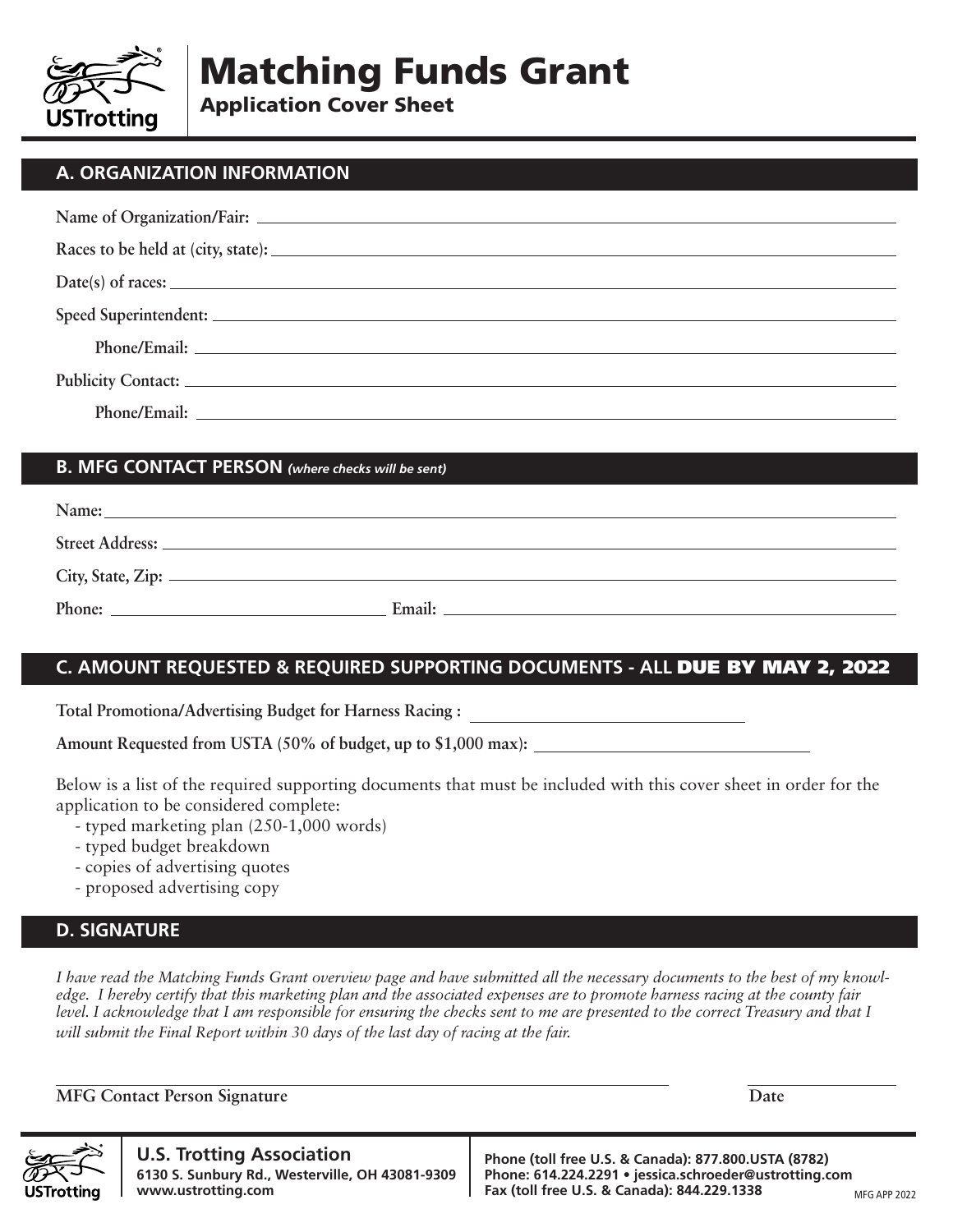# Matching Funds Grant

## Application Cover Sheet

### A. ORGANIZATION INFORMATION

**Name of Organization/Fair:** ______________________________

**Races to be held at (city, state):** ______________________________

**Date(s) of races:** ______________________________

**Speed Superintendent:** ______________________________

**Phone/Email:** ______________________________

**Publicity Contact:** ______________________________

**Phone/Email:** ______________________________

### B. MFG CONTACT PERSON *(where checks will be sent)*

**Name:** ______________________________

**Street Address:** ______________________________

**City, State, Zip:** ______________________________

**Phone:** ______________________ **Email:** ______________________________

### C. AMOUNT REQUESTED & REQUIRED SUPPORTING DOCUMENTS - ALL DUE BY MAY 2, 2022

**Total Promotiona/Advertising Budget for Harness Racing :** ______________________

**Amount Requested from USTA (50% of budget, up to $1,000 max):** ______________________

Below is a list of the required supporting documents that must be included with this cover sheet in order for the application to be considered complete:

- typed marketing plan (250-1,000 words)
- typed budget breakdown
- copies of advertising quotes
- proposed advertising copy

### D. SIGNATURE

*I have read the Matching Funds Grant overview page and have submitted all the necessary documents to the best of my knowledge. I hereby certify that this marketing plan and the associated expenses are to promote harness racing at the county fair level. I acknowledge that I am responsible for ensuring the checks sent to me are presented to the correct Treasury and that I will submit the Final Report within 30 days of the last day of racing at the fair.*

______________________________________________ ______________

**MFG Contact Person Signature** **Date**

**U.S. Trotting Association**
**6130 S. Sunbury Rd., Westerville, OH 43081-9309**
**www.ustrotting.com**

**Phone (toll free U.S. & Canada): 877.800.USTA (8782)**
**Phone: 614.224.2291 • jessica.schroeder@ustrotting.com**
**Fax (toll free U.S. & Canada): 844.229.1338**

MFG APP 2022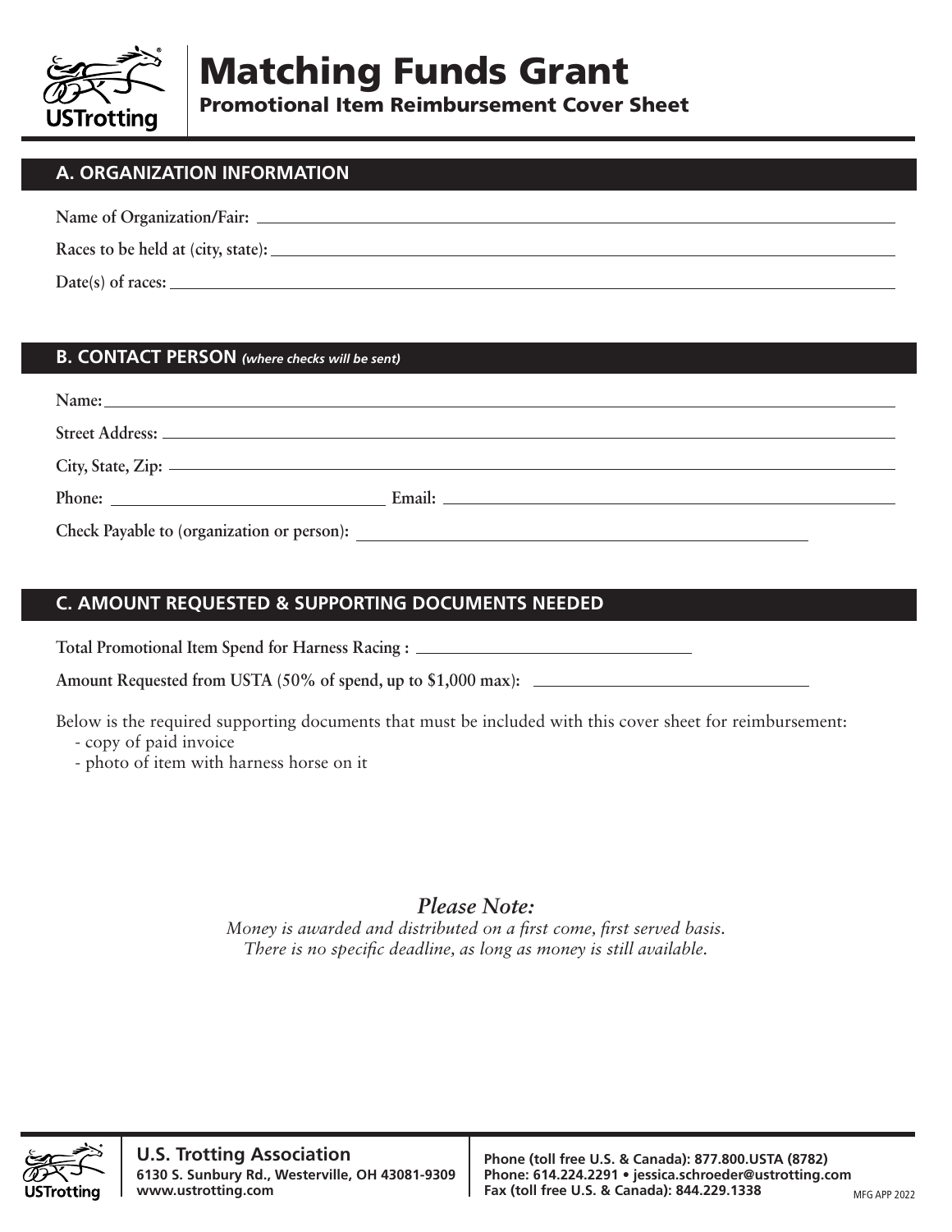# Matching Funds Grant

## Promotional Item Reimbursement Cover Sheet

## A. ORGANIZATION INFORMATION

**Name of Organization/Fair:** \_\_\_\_\_\_\_\_\_\_\_\_\_\_\_\_\_\_\_\_\_\_\_\_\_\_\_\_\_\_

**Races to be held at (city, state):** \_\_\_\_\_\_\_\_\_\_\_\_\_\_\_\_\_\_\_\_\_\_\_\_\_\_\_\_\_\_

**Date(s) of races:** \_\_\_\_\_\_\_\_\_\_\_\_\_\_\_\_\_\_\_\_\_\_\_\_\_\_\_\_\_\_

## B. CONTACT PERSON *(where checks will be sent)*

**Name:** \_\_\_\_\_\_\_\_\_\_\_\_\_\_\_\_\_\_\_\_\_\_\_\_\_\_\_\_\_\_

**Street Address:** \_\_\_\_\_\_\_\_\_\_\_\_\_\_\_\_\_\_\_\_\_\_\_\_\_\_\_\_\_\_

**City, State, Zip:** \_\_\_\_\_\_\_\_\_\_\_\_\_\_\_\_\_\_\_\_\_\_\_\_\_\_\_\_\_\_

**Phone:** \_\_\_\_\_\_\_\_\_\_\_\_\_\_\_\_\_\_\_\_ **Email:** \_\_\_\_\_\_\_\_\_\_\_\_\_\_\_\_\_\_\_\_

**Check Payable to (organization or person):** \_\_\_\_\_\_\_\_\_\_\_\_\_\_\_\_\_\_\_\_\_\_\_\_\_\_\_\_\_\_

## C. AMOUNT REQUESTED & SUPPORTING DOCUMENTS NEEDED

**Total Promotional Item Spend for Harness Racing :** \_\_\_\_\_\_\_\_\_\_\_\_\_\_\_\_\_\_\_\_

**Amount Requested from USTA (50% of spend, up to $1,000 max):** \_\_\_\_\_\_\_\_\_\_\_\_\_\_\_\_\_\_\_\_

Below is the required supporting documents that must be included with this cover sheet for reimbursement:

- copy of paid invoice
- photo of item with harness horse on it

### *Please Note:*

*Money is awarded and distributed on a first come, first served basis.*
*There is no specific deadline, as long as money is still available.*

**U.S. Trotting Association**
**6130 S. Sunbury Rd., Westerville, OH 43081-9309**
**www.ustrotting.com**

**Phone (toll free U.S. & Canada): 877.800.USTA (8782)**
**Phone: 614.224.2291 • jessica.schroeder@ustrotting.com**
**Fax (toll free U.S. & Canada): 844.229.1338**

MFG APP 2022